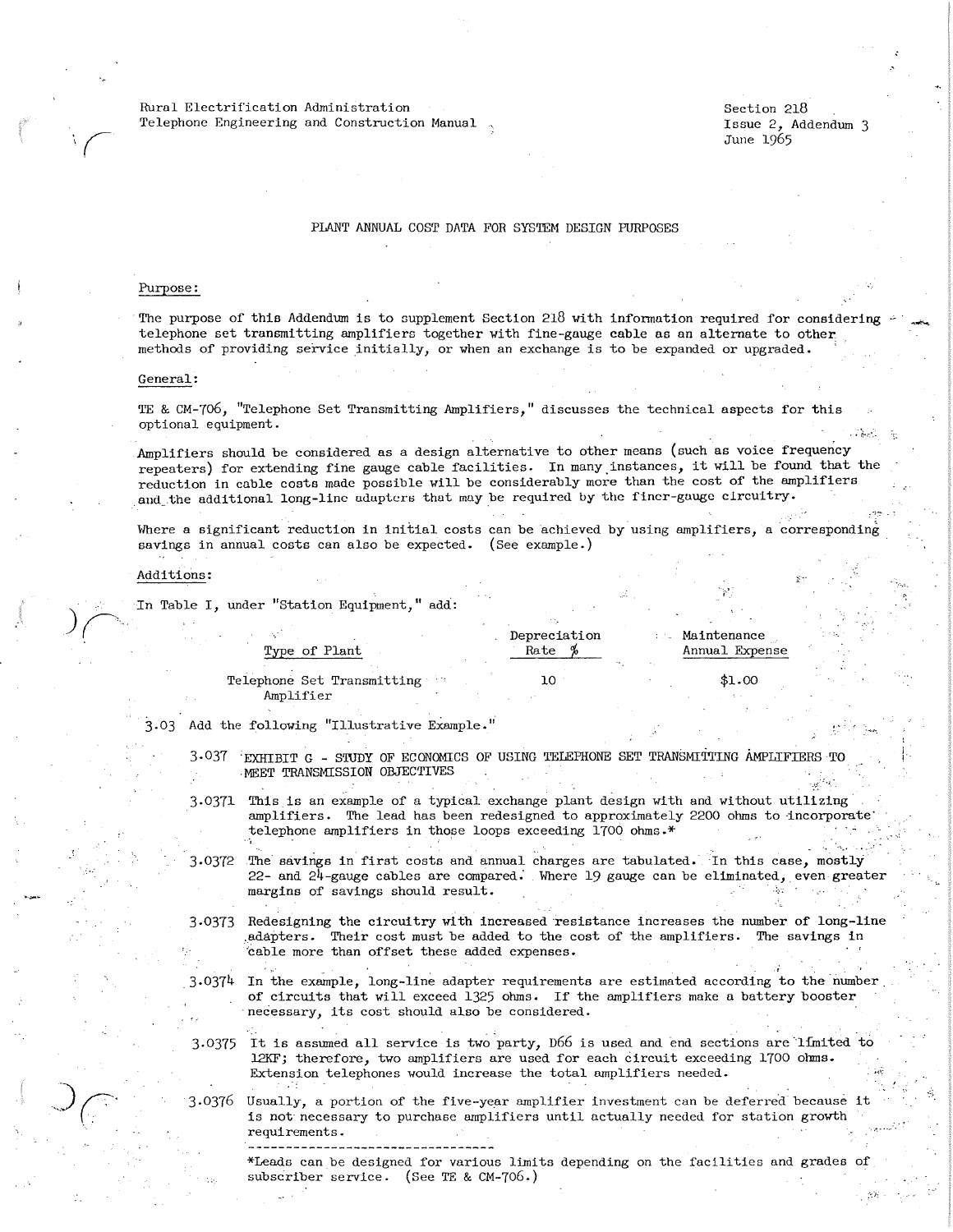Rural Electrification Administration
Telephone Engineering and Construction Manual

Section 218
Issue 2, Addendum 3
June 1965

# PLANT ANNUAL COST DATA FOR SYSTEM DESIGN PURPOSES

## Purpose:

The purpose of this Addendum is to supplement Section 218 with information required for considering telephone set transmitting amplifiers together with fine-gauge cable as an alternate to other methods of providing service initially, or when an exchange is to be expanded or upgraded.

## General:

TE & CM-706, "Telephone Set Transmitting Amplifiers," discusses the technical aspects for this optional equipment.

Amplifiers should be considered as a design alternative to other means (such as voice frequency repeaters) for extending fine gauge cable facilities. In many instances, it will be found that the reduction in cable costs made possible will be considerably more than the cost of the amplifiers and the additional long-line adapters that may be required by the finer-gauge circuitry.

Where a significant reduction in initial costs can be achieved by using amplifiers, a corresponding savings in annual costs can also be expected. (See example.)

## Additions:

In Table I, under "Station Equipment," add:

| Type of Plant | Depreciation Rate % | Maintenance Annual Expense |
|---|---|---|
| Telephone Set Transmitting Amplifier | 10 | $1.00 |

3.03 Add the following "Illustrative Example."

3.037 EXHIBIT G - STUDY OF ECONOMICS OF USING TELEPHONE SET TRANSMITTING AMPLIFIERS TO MEET TRANSMISSION OBJECTIVES

3.0371 This is an example of a typical exchange plant design with and without utilizing amplifiers. The lead has been redesigned to approximately 2200 ohms to incorporate telephone amplifiers in those loops exceeding 1700 ohms.*

3.0372 The savings in first costs and annual charges are tabulated. In this case, mostly 22- and 24-gauge cables are compared. Where 19 gauge can be eliminated, even greater margins of savings should result.

3.0373 Redesigning the circuitry with increased resistance increases the number of long-line adapters. Their cost must be added to the cost of the amplifiers. The savings in cable more than offset these added expenses.

3.0374 In the example, long-line adapter requirements are estimated according to the number of circuits that will exceed 1325 ohms. If the amplifiers make a battery booster necessary, its cost should also be considered.

3.0375 It is assumed all service is two party, D66 is used and end sections are limited to 12KF; therefore, two amplifiers are used for each circuit exceeding 1700 ohms. Extension telephones would increase the total amplifiers needed.

3.0376 Usually, a portion of the five-year amplifier investment can be deferred because it is not necessary to purchase amplifiers until actually needed for station growth requirements.

---

*Leads can be designed for various limits depending on the facilities and grades of subscriber service. (See TE & CM-706.)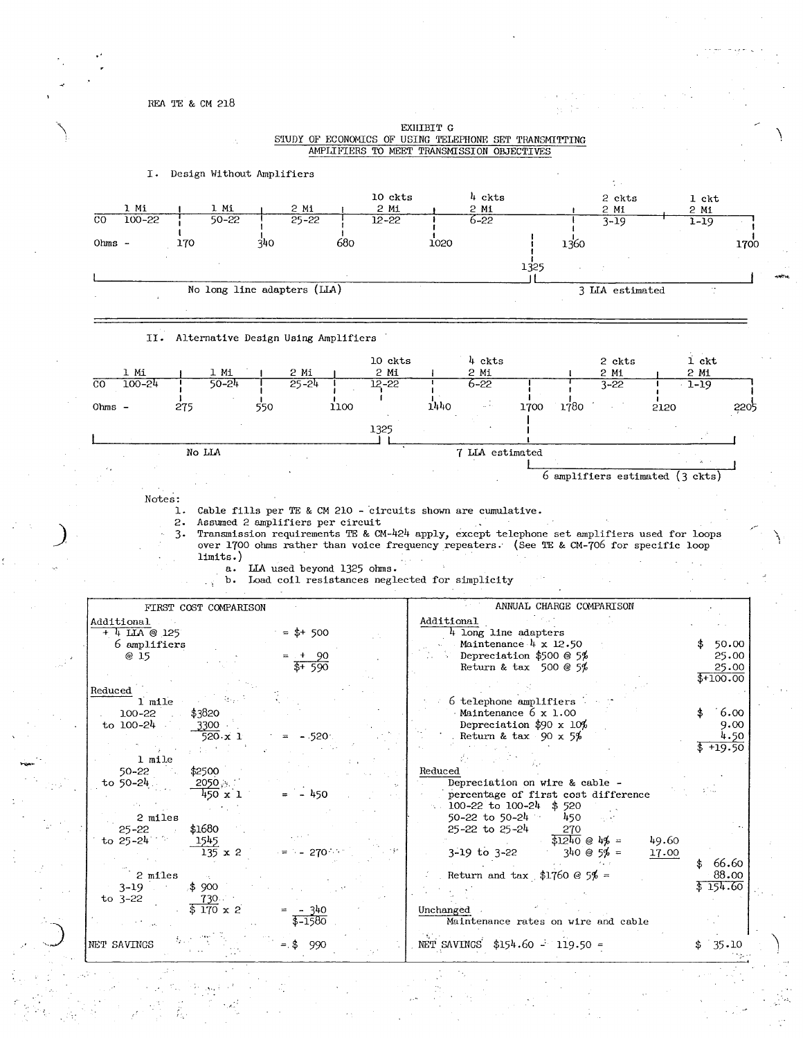REA TE & CM 218

## EXHIBIT G

### STUDY OF ECONOMICS OF USING TELEPHONE SET TRANSMITTING AMPLIFIERS TO MEET TRANSMISSION OBJECTIVES

#### I. Design Without Amplifiers

| | | | 10 ckts | 4 ckts | | 2 ckts | 1 ckt |
|---|---|---|---|---|---|---|---|
| | 1 Mi | 1 Mi | 2 Mi | 2 Mi | 2 Mi | 2 Mi | 2 Mi |
| CO | 100-22 | 50-22 | 25-22 | 12-22 | 6-22 | 3-19 | 1-19 |

Ohms - 170, 340, 680, 1020, 1325, 1360, 1700

No long line adapters (LLA) — up to 1325 ohms; 3 LLA estimated — 1325 to 1700 ohms

#### II. Alternative Design Using Amplifiers

| | | | 10 ckts | 4 ckts | | 2 ckts | 1 ckt |
|---|---|---|---|---|---|---|---|
| | 1 Mi | 1 Mi | 2 Mi | 2 Mi | 2 Mi | 2 Mi | 2 Mi |
| CO | 100-24 | 50-24 | 25-24 | 12-22 | 6-22 | 3-22 | 1-19 |

Ohms - 275, 550, 1100, 1325, 1440, 1700, 1780, 2120, 2205

No LLA — up to 1325 ohms; 7 LLA estimated — 1325 to 2205 ohms; 6 amplifiers estimated (3 ckts) — 1700 to 2205 ohms

Notes:

1. Cable fills per TE & CM 210 - circuits shown are cumulative.
2. Assumed 2 amplifiers per circuit
3. Transmission requirements TE & CM-424 apply, except telephone set amplifiers used for loops over 1700 ohms rather than voice frequency repeaters. (See TE & CM-706 for specific loop limits.)
   a. LLA used beyond 1325 ohms.
   b. Load coil resistances neglected for simplicity

| FIRST COST COMPARISON | | | ANNUAL CHARGE COMPARISON | | |
|---|---|---|---|---|---|
| **Additional** | | | **Additional** | | |
| + 4 LLA @ 125 | | = $+ 500 | 4 long line adapters | | |
| 6 amplifiers @ 15 | | = + 90 | Maintenance 4 x 12.50 | | $ 50.00 |
| | | $+ 590 | Depreciation $500 @ 5% | | 25.00 |
| | | | Return & tax 500 @ 5% | | 25.00 |
| | | | | | $+100.00 |
| **Reduced** | | | 6 telephone amplifiers | | |
| 1 mile 100-22 | $3820 | | Maintenance 6 x 1.00 | | $ 6.00 |
| to 100-24 | 3300 | | Depreciation $90 x 10% | | 9.00 |
| | 520 x 1 | = - 520 | Return & tax 90 x 5% | | 4.50 |
| | | | | | $ +19.50 |
| 1 mile 50-22 | $2500 | | **Reduced** | | |
| to 50-24 | 2050 | | Depreciation on wire & cable - percentage of first cost difference | | |
| | 450 x 1 | = - 450 | 100-22 to 100-24 $ 520 | | |
| | | | 50-22 to 50-24 450 | | |
| 2 miles 25-22 | $1680 | | 25-22 to 25-24 270 | | |
| to 25-24 | 1545 | | $1240 @ 4% = | 49.60 | |
| | 135 x 2 | = - 270 | 3-19 to 3-22 340 @ 5% = | 17.00 | |
| | | | | | $ 66.60 |
| 2 miles 3-19 | $ 900 | | Return and tax $1760 @ 5% = | | 88.00 |
| to 3-22 | 730 | | | | $ 154.60 |
| | $ 170 x 2 | = - 340 | **Unchanged** | | |
| | | $-1580 | Maintenance rates on wire and cable | | |
| NET SAVINGS | | = $ 990 | NET SAVINGS $154.60 - 119.50 = | | $ 35.10 |